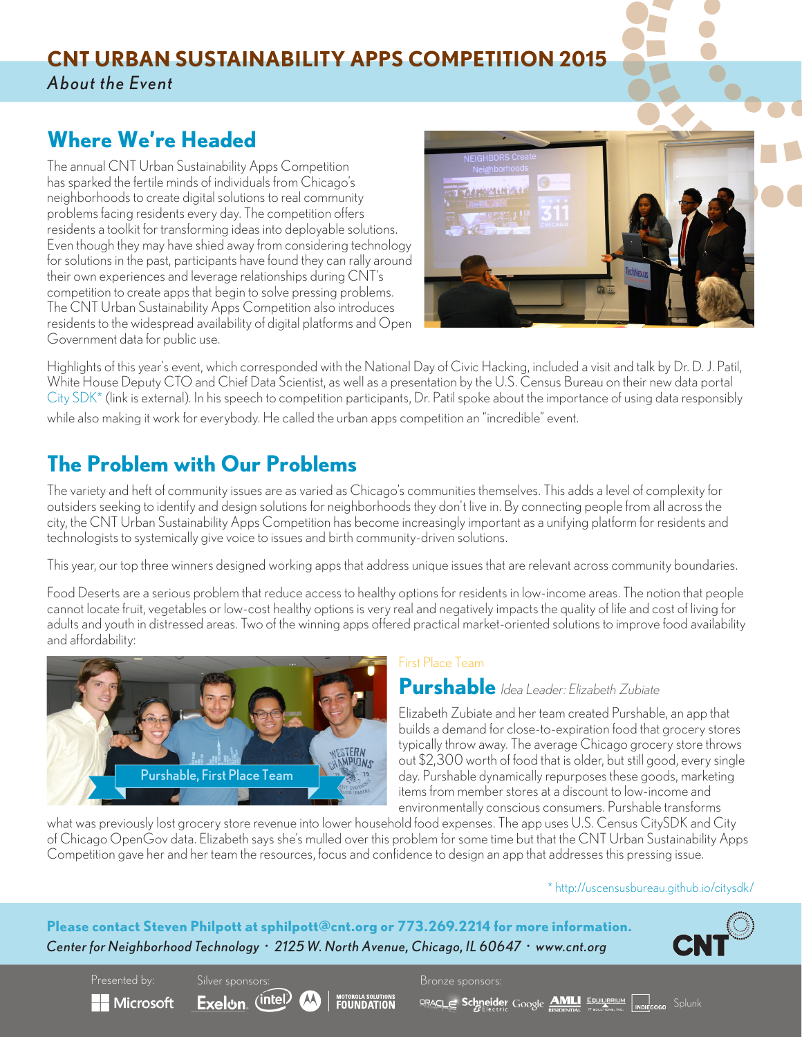# CNT URBAN SUSTAINABILITY APPS COMPETITION 2015

*About the Event*

## Where We're Headed

The annual CNT Urban Sustainability Apps Competition has sparked the fertile minds of individuals from Chicago's neighborhoods to create digital solutions to real community problems facing residents every day. The competition offers residents a toolkit for transforming ideas into deployable solutions. Even though they may have shied away from considering technology for solutions in the past, participants have found they can rally around their own experiences and leverage relationships during CNT's competition to create apps that begin to solve pressing problems. The CNT Urban Sustainability Apps Competition also introduces residents to the widespread availability of digital platforms and Open Government data for public use.

Highlights of this year's event, which corresponded with the National Day of Civic Hacking, included a visit and talk by Dr. D. J. Patil, White House Deputy CTO and Chief Data Scientist, as well as a presentation by the U.S. Census Bureau on their new data portal City SDK* (link is external). In his speech to competition participants, Dr. Patil spoke about the importance of using data responsibly while also making it work for everybody. He called the urban apps competition an "incredible" event.

## The Problem with Our Problems

The variety and heft of community issues are as varied as Chicago's communities themselves. This adds a level of complexity for outsiders seeking to identify and design solutions for neighborhoods they don't live in. By connecting people from all across the city, the CNT Urban Sustainability Apps Competition has become increasingly important as a unifying platform for residents and technologists to systemically give voice to issues and birth community-driven solutions.

This year, our top three winners designed working apps that address unique issues that are relevant across community boundaries.

Food Deserts are a serious problem that reduce access to healthy options for residents in low-income areas. The notion that people cannot locate fruit, vegetables or low-cost healthy options is very real and negatively impacts the quality of life and cost of living for adults and youth in distressed areas. Two of the winning apps offered practical market-oriented solutions to improve food availability and affordability:

Purshable, First Place Team

First Place Team

### Purshable *Idea Leader: Elizabeth Zubiate*

Elizabeth Zubiate and her team created Purshable, an app that builds a demand for close-to-expiration food that grocery stores typically throw away. The average Chicago grocery store throws out $2,300 worth of food that is older, but still good, every single day. Purshable dynamically repurposes these goods, marketing items from member stores at a discount to low-income and environmentally conscious consumers. Purshable transforms what was previously lost grocery store revenue into lower household food expenses. The app uses U.S. Census CitySDK and City of Chicago OpenGov data. Elizabeth says she's mulled over this problem for some time but that the CNT Urban Sustainability Apps Competition gave her and her team the resources, focus and confidence to design an app that addresses this pressing issue.

* http://uscensusbureau.github.io/citysdk/

**Please contact Steven Philpott at sphilpott@cnt.org or 773.269.2214 for more information.**

*Center for Neighborhood Technology · 2125 W. North Avenue, Chicago, IL 60647 · www.cnt.org*

Presented by: Microsoft

Silver sponsors: Exelon, Intel, Motorola Solutions Foundation

Bronze sponsors: Oracle, Schneider Electric, Google, AMLI Residential, Equilibrium IT Solutions, Inc., Indiegogo, Splunk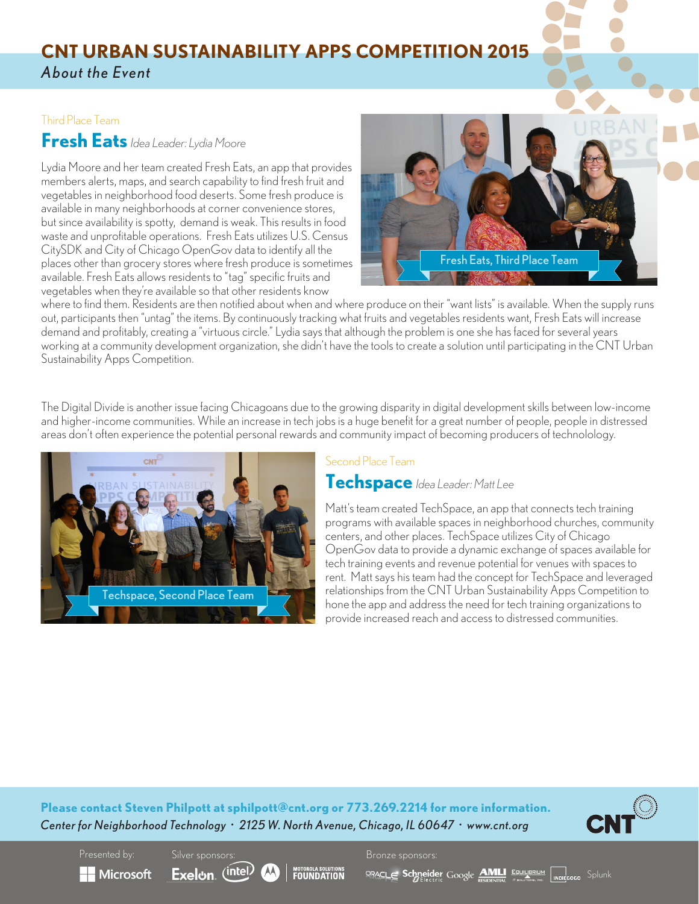# CNT URBAN SUSTAINABILITY APPS COMPETITION 2015

*About the Event*

Third Place Team

## Fresh Eats *Idea Leader: Lydia Moore*

Fresh Eats, Third Place Team

Lydia Moore and her team created Fresh Eats, an app that provides members alerts, maps, and search capability to find fresh fruit and vegetables in neighborhood food deserts. Some fresh produce is available in many neighborhoods at corner convenience stores, but since availability is spotty, demand is weak. This results in food waste and unprofitable operations. Fresh Eats utilizes U.S. Census CitySDK and City of Chicago OpenGov data to identify all the places other than grocery stores where fresh produce is sometimes available. Fresh Eats allows residents to "tag" specific fruits and vegetables when they're available so that other residents know where to find them. Residents are then notified about when and where produce on their "want lists" is available. When the supply runs out, participants then "untag" the items. By continuously tracking what fruits and vegetables residents want, Fresh Eats will increase demand and profitably, creating a "virtuous circle." Lydia says that although the problem is one she has faced for several years working at a community development organization, she didn't have the tools to create a solution until participating in the CNT Urban Sustainability Apps Competition.

The Digital Divide is another issue facing Chicagoans due to the growing disparity in digital development skills between low-income and higher-income communities. While an increase in tech jobs is a huge benefit for a great number of people, people in distressed areas don't often experience the potential personal rewards and community impact of becoming producers of technolology.

Techspace, Second Place Team

Second Place Team

## Techspace *Idea Leader: Matt Lee*

Matt's team created TechSpace, an app that connects tech training programs with available spaces in neighborhood churches, community centers, and other places. TechSpace utilizes City of Chicago OpenGov data to provide a dynamic exchange of spaces available for tech training events and revenue potential for venues with spaces to rent. Matt says his team had the concept for TechSpace and leveraged relationships from the CNT Urban Sustainability Apps Competition to hone the app and address the need for tech training organizations to provide increased reach and access to distressed communities.

**Please contact Steven Philpott at sphilpott@cnt.org or 773.269.2214 for more information.**

*Center for Neighborhood Technology · 2125 W. North Avenue, Chicago, IL 60647 · www.cnt.org*

Presented by: Microsoft

Silver sponsors: Exelon, Intel, Motorola Solutions Foundation

Bronze sponsors: Oracle, Schneider Electric, Google, AMLI Residential, Equilibrium IT Solutions, Inc., Indiegogo, Splunk